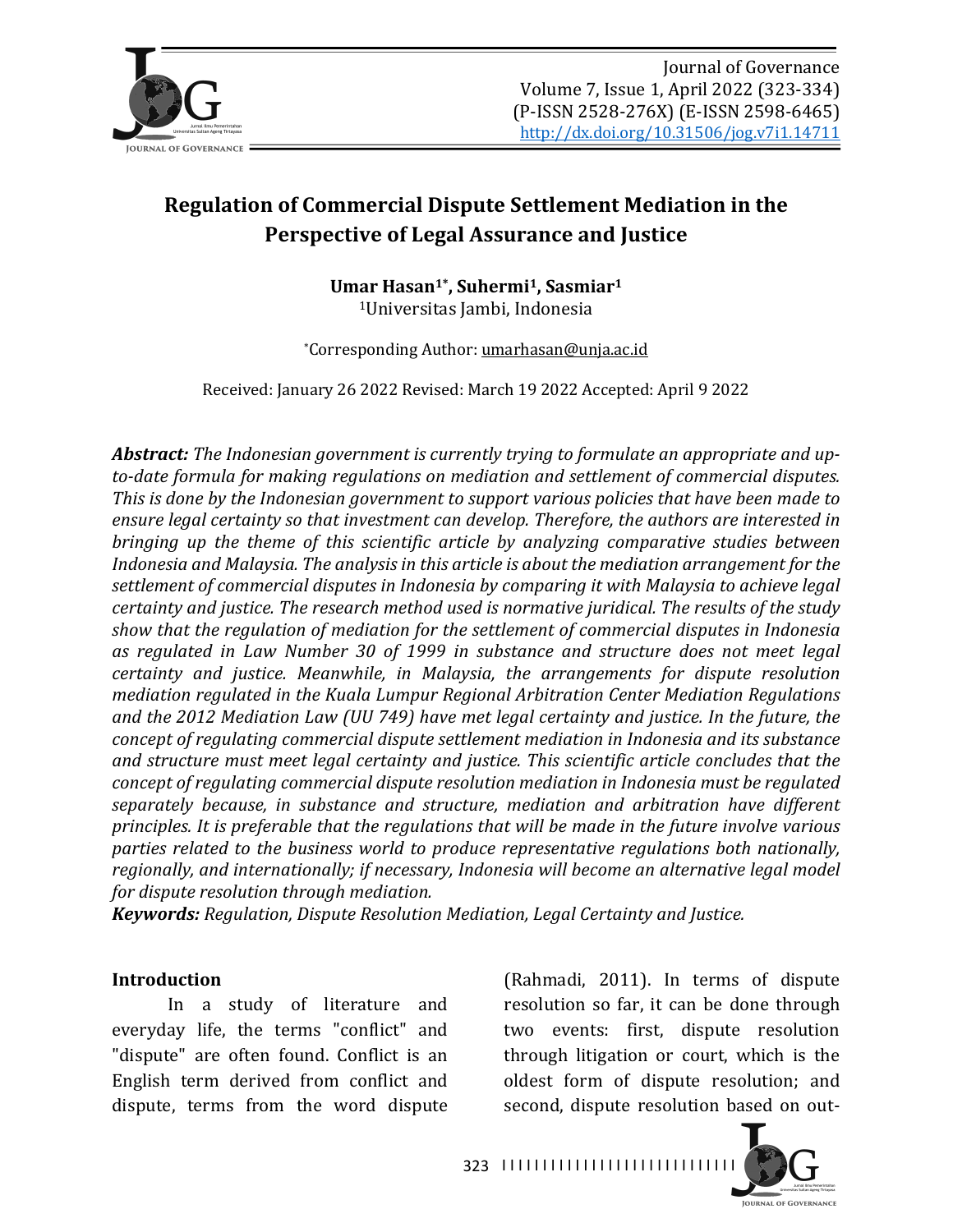# Regulation of Commercial Dispute Settlement Mediation in the Perspective of Legal Assurance and Justice

**Umar Hasan[1*], Suhermi[1], Sasmiar[1]**
[1]Universitas Jambi, Indonesia

*Corresponding Author: umarhasan@unja.ac.id

Received: January 26 2022 Revised: March 19 2022 Accepted: April 9 2022

***Abstract:*** *The Indonesian government is currently trying to formulate an appropriate and up-to-date formula for making regulations on mediation and settlement of commercial disputes. This is done by the Indonesian government to support various policies that have been made to ensure legal certainty so that investment can develop. Therefore, the authors are interested in bringing up the theme of this scientific article by analyzing comparative studies between Indonesia and Malaysia. The analysis in this article is about the mediation arrangement for the settlement of commercial disputes in Indonesia by comparing it with Malaysia to achieve legal certainty and justice. The research method used is normative juridical. The results of the study show that the regulation of mediation for the settlement of commercial disputes in Indonesia as regulated in Law Number 30 of 1999 in substance and structure does not meet legal certainty and justice. Meanwhile, in Malaysia, the arrangements for dispute resolution mediation regulated in the Kuala Lumpur Regional Arbitration Center Mediation Regulations and the 2012 Mediation Law (UU 749) have met legal certainty and justice. In the future, the concept of regulating commercial dispute settlement mediation in Indonesia and its substance and structure must meet legal certainty and justice. This scientific article concludes that the concept of regulating commercial dispute resolution mediation in Indonesia must be regulated separately because, in substance and structure, mediation and arbitration have different principles. It is preferable that the regulations that will be made in the future involve various parties related to the business world to produce representative regulations both nationally, regionally, and internationally; if necessary, Indonesia will become an alternative legal model for dispute resolution through mediation.*

***Keywords:*** *Regulation, Dispute Resolution Mediation, Legal Certainty and Justice.*

## Introduction

In a study of literature and everyday life, the terms "conflict" and "dispute" are often found. Conflict is an English term derived from conflict and dispute, terms from the word dispute (Rahmadi, 2011). In terms of dispute resolution so far, it can be done through two events: first, dispute resolution through litigation or court, which is the oldest form of dispute resolution; and second, dispute resolution based on out-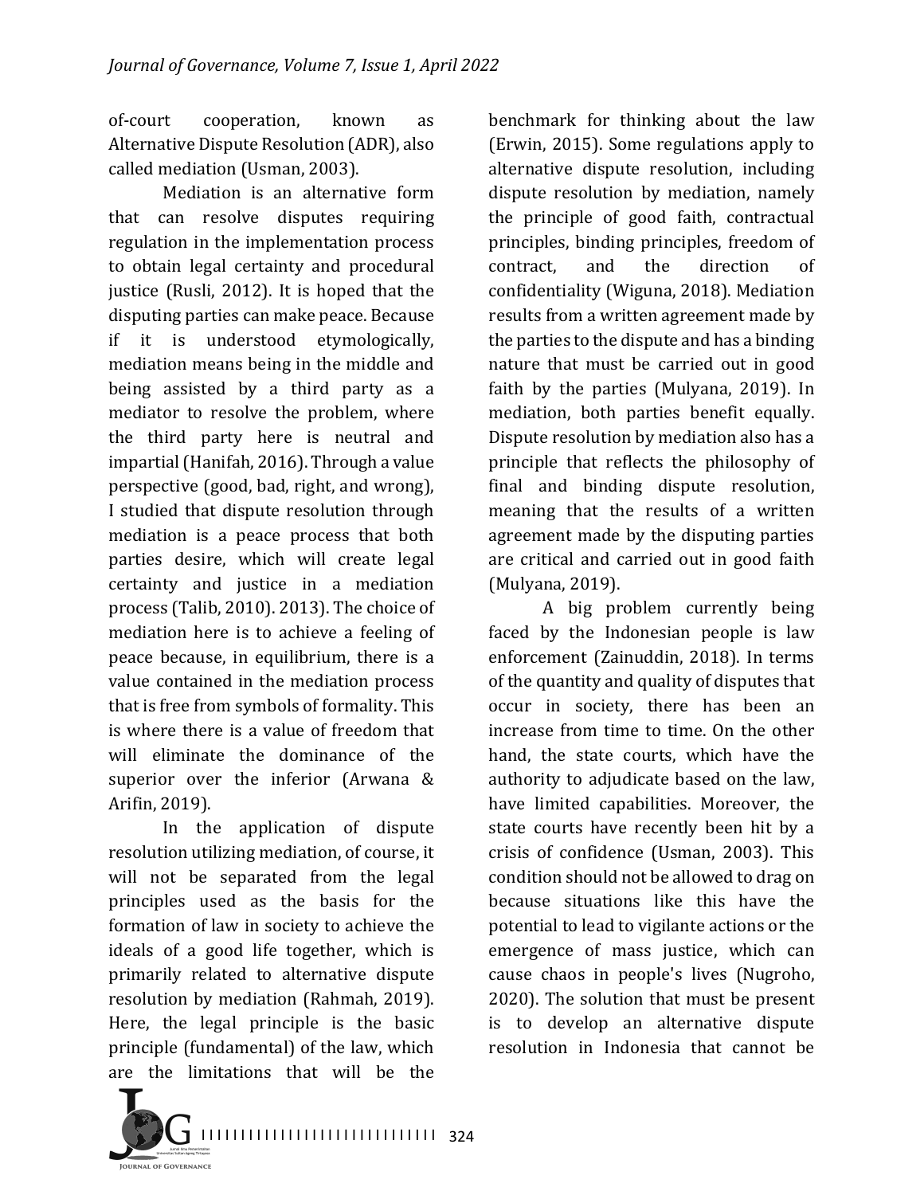of-court cooperation, known as Alternative Dispute Resolution (ADR), also called mediation (Usman, 2003).

Mediation is an alternative form that can resolve disputes requiring regulation in the implementation process to obtain legal certainty and procedural justice (Rusli, 2012). It is hoped that the disputing parties can make peace. Because if it is understood etymologically, mediation means being in the middle and being assisted by a third party as a mediator to resolve the problem, where the third party here is neutral and impartial (Hanifah, 2016). Through a value perspective (good, bad, right, and wrong), I studied that dispute resolution through mediation is a peace process that both parties desire, which will create legal certainty and justice in a mediation process (Talib, 2010). 2013). The choice of mediation here is to achieve a feeling of peace because, in equilibrium, there is a value contained in the mediation process that is free from symbols of formality. This is where there is a value of freedom that will eliminate the dominance of the superior over the inferior (Arwana & Arifin, 2019).

In the application of dispute resolution utilizing mediation, of course, it will not be separated from the legal principles used as the basis for the formation of law in society to achieve the ideals of a good life together, which is primarily related to alternative dispute resolution by mediation (Rahmah, 2019). Here, the legal principle is the basic principle (fundamental) of the law, which are the limitations that will be the benchmark for thinking about the law (Erwin, 2015). Some regulations apply to alternative dispute resolution, including dispute resolution by mediation, namely the principle of good faith, contractual principles, binding principles, freedom of contract, and the direction of confidentiality (Wiguna, 2018). Mediation results from a written agreement made by the parties to the dispute and has a binding nature that must be carried out in good faith by the parties (Mulyana, 2019). In mediation, both parties benefit equally. Dispute resolution by mediation also has a principle that reflects the philosophy of final and binding dispute resolution, meaning that the results of a written agreement made by the disputing parties are critical and carried out in good faith (Mulyana, 2019).

A big problem currently being faced by the Indonesian people is law enforcement (Zainuddin, 2018). In terms of the quantity and quality of disputes that occur in society, there has been an increase from time to time. On the other hand, the state courts, which have the authority to adjudicate based on the law, have limited capabilities. Moreover, the state courts have recently been hit by a crisis of confidence (Usman, 2003). This condition should not be allowed to drag on because situations like this have the potential to lead to vigilante actions or the emergence of mass justice, which can cause chaos in people's lives (Nugroho, 2020). The solution that must be present is to develop an alternative dispute resolution in Indonesia that cannot be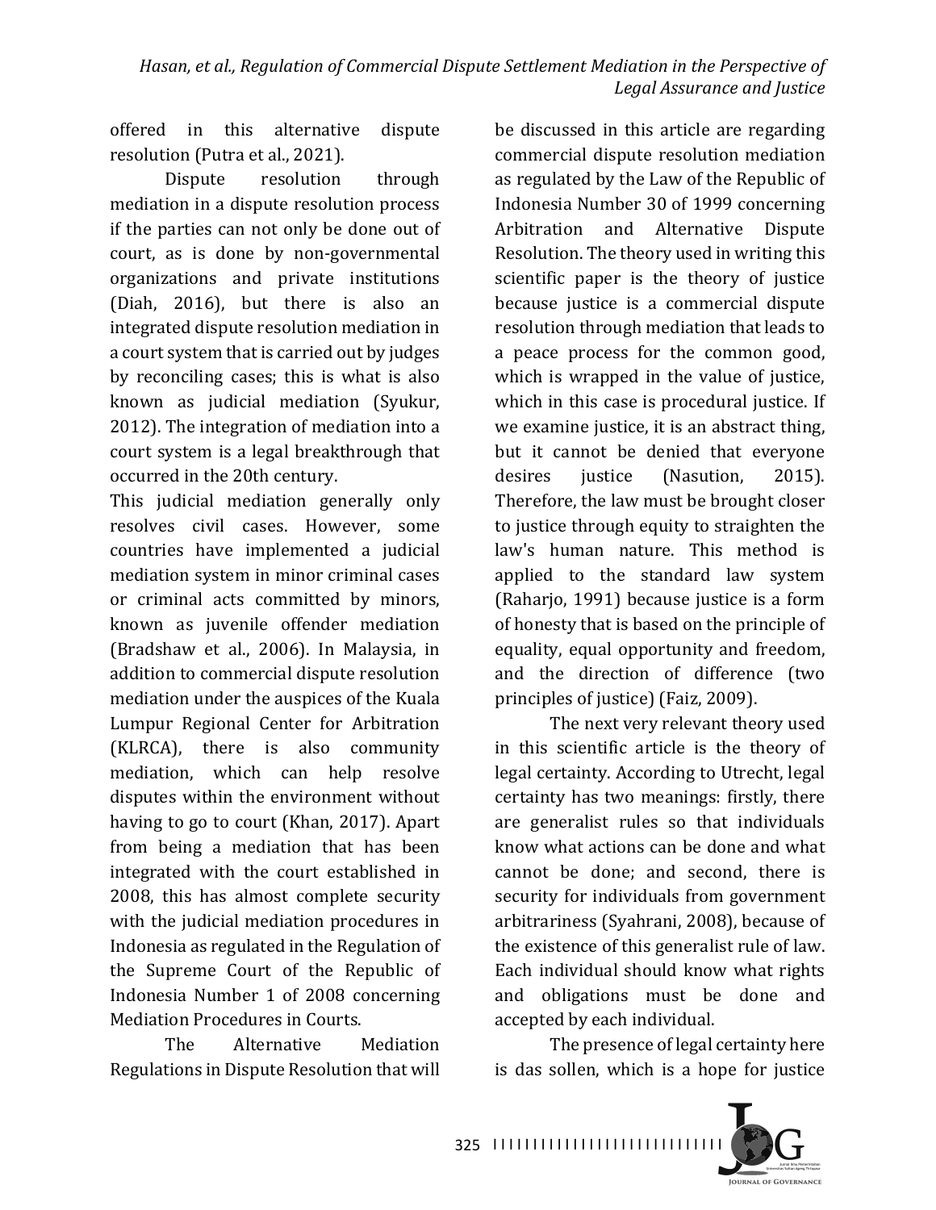offered in this alternative dispute resolution (Putra et al., 2021).

Dispute resolution through mediation in a dispute resolution process if the parties can not only be done out of court, as is done by non-governmental organizations and private institutions (Diah, 2016), but there is also an integrated dispute resolution mediation in a court system that is carried out by judges by reconciling cases; this is what is also known as judicial mediation (Syukur, 2012). The integration of mediation into a court system is a legal breakthrough that occurred in the 20th century.

This judicial mediation generally only resolves civil cases. However, some countries have implemented a judicial mediation system in minor criminal cases or criminal acts committed by minors, known as juvenile offender mediation (Bradshaw et al., 2006). In Malaysia, in addition to commercial dispute resolution mediation under the auspices of the Kuala Lumpur Regional Center for Arbitration (KLRCA), there is also community mediation, which can help resolve disputes within the environment without having to go to court (Khan, 2017). Apart from being a mediation that has been integrated with the court established in 2008, this has almost complete security with the judicial mediation procedures in Indonesia as regulated in the Regulation of the Supreme Court of the Republic of Indonesia Number 1 of 2008 concerning Mediation Procedures in Courts.

The Alternative Mediation Regulations in Dispute Resolution that will be discussed in this article are regarding commercial dispute resolution mediation as regulated by the Law of the Republic of Indonesia Number 30 of 1999 concerning Arbitration and Alternative Dispute Resolution. The theory used in writing this scientific paper is the theory of justice because justice is a commercial dispute resolution through mediation that leads to a peace process for the common good, which is wrapped in the value of justice, which in this case is procedural justice. If we examine justice, it is an abstract thing, but it cannot be denied that everyone desires justice (Nasution, 2015). Therefore, the law must be brought closer to justice through equity to straighten the law's human nature. This method is applied to the standard law system (Raharjo, 1991) because justice is a form of honesty that is based on the principle of equality, equal opportunity and freedom, and the direction of difference (two principles of justice) (Faiz, 2009).

The next very relevant theory used in this scientific article is the theory of legal certainty. According to Utrecht, legal certainty has two meanings: firstly, there are generalist rules so that individuals know what actions can be done and what cannot be done; and second, there is security for individuals from government arbitrariness (Syahrani, 2008), because of the existence of this generalist rule of law. Each individual should know what rights and obligations must be done and accepted by each individual.

The presence of legal certainty here is das sollen, which is a hope for justice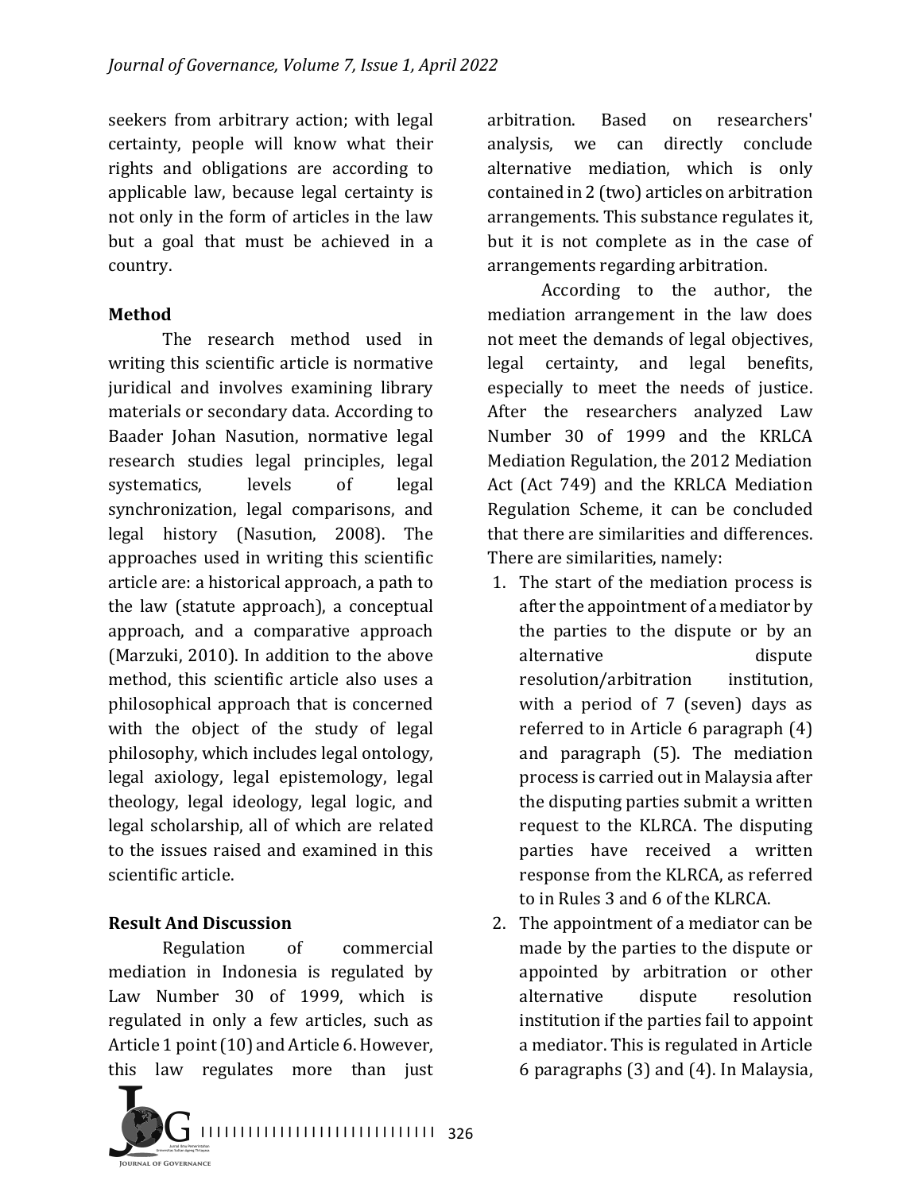seekers from arbitrary action; with legal certainty, people will know what their rights and obligations are according to applicable law, because legal certainty is not only in the form of articles in the law but a goal that must be achieved in a country.

**Method**

The research method used in writing this scientific article is normative juridical and involves examining library materials or secondary data. According to Baader Johan Nasution, normative legal research studies legal principles, legal systematics, levels of legal synchronization, legal comparisons, and legal history (Nasution, 2008). The approaches used in writing this scientific article are: a historical approach, a path to the law (statute approach), a conceptual approach, and a comparative approach (Marzuki, 2010). In addition to the above method, this scientific article also uses a philosophical approach that is concerned with the object of the study of legal philosophy, which includes legal ontology, legal axiology, legal epistemology, legal theology, legal ideology, legal logic, and legal scholarship, all of which are related to the issues raised and examined in this scientific article.

**Result And Discussion**

Regulation of commercial mediation in Indonesia is regulated by Law Number 30 of 1999, which is regulated in only a few articles, such as Article 1 point (10) and Article 6. However, this law regulates more than just arbitration. Based on researchers' analysis, we can directly conclude alternative mediation, which is only contained in 2 (two) articles on arbitration arrangements. This substance regulates it, but it is not complete as in the case of arrangements regarding arbitration.

According to the author, the mediation arrangement in the law does not meet the demands of legal objectives, legal certainty, and legal benefits, especially to meet the needs of justice. After the researchers analyzed Law Number 30 of 1999 and the KRLCA Mediation Regulation, the 2012 Mediation Act (Act 749) and the KRLCA Mediation Regulation Scheme, it can be concluded that there are similarities and differences. There are similarities, namely:

1. The start of the mediation process is after the appointment of a mediator by the parties to the dispute or by an alternative dispute resolution/arbitration institution, with a period of 7 (seven) days as referred to in Article 6 paragraph (4) and paragraph (5). The mediation process is carried out in Malaysia after the disputing parties submit a written request to the KLRCA. The disputing parties have received a written response from the KLRCA, as referred to in Rules 3 and 6 of the KLRCA.
2. The appointment of a mediator can be made by the parties to the dispute or appointed by arbitration or other alternative dispute resolution institution if the parties fail to appoint a mediator. This is regulated in Article 6 paragraphs (3) and (4). In Malaysia,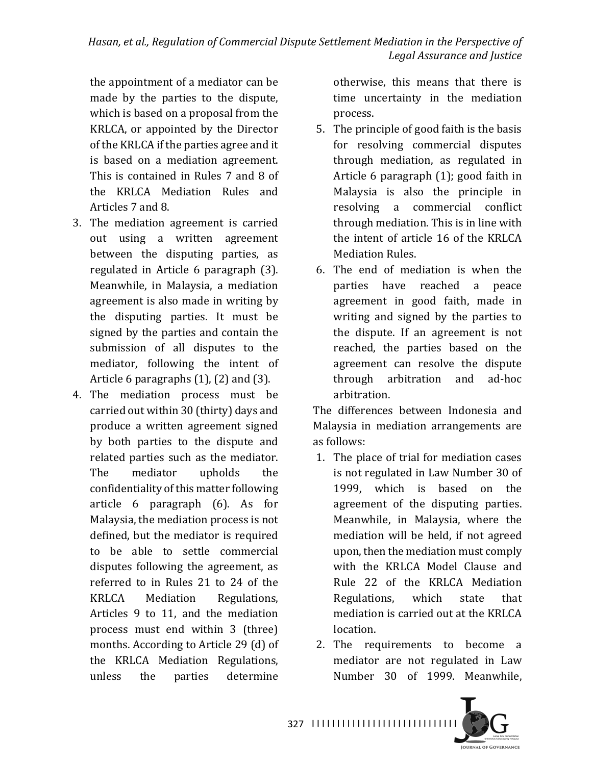the appointment of a mediator can be made by the parties to the dispute, which is based on a proposal from the KRLCA, or appointed by the Director of the KRLCA if the parties agree and it is based on a mediation agreement. This is contained in Rules 7 and 8 of the KRLCA Mediation Rules and Articles 7 and 8.

3. The mediation agreement is carried out using a written agreement between the disputing parties, as regulated in Article 6 paragraph (3). Meanwhile, in Malaysia, a mediation agreement is also made in writing by the disputing parties. It must be signed by the parties and contain the submission of all disputes to the mediator, following the intent of Article 6 paragraphs (1), (2) and (3).
4. The mediation process must be carried out within 30 (thirty) days and produce a written agreement signed by both parties to the dispute and related parties such as the mediator. The mediator upholds the confidentiality of this matter following article 6 paragraph (6). As for Malaysia, the mediation process is not defined, but the mediator is required to be able to settle commercial disputes following the agreement, as referred to in Rules 21 to 24 of the KRLCA Mediation Regulations, Articles 9 to 11, and the mediation process must end within 3 (three) months. According to Article 29 (d) of the KRLCA Mediation Regulations, unless the parties determine otherwise, this means that there is time uncertainty in the mediation process.
5. The principle of good faith is the basis for resolving commercial disputes through mediation, as regulated in Article 6 paragraph (1); good faith in Malaysia is also the principle in resolving a commercial conflict through mediation. This is in line with the intent of article 16 of the KRLCA Mediation Rules.
6. The end of mediation is when the parties have reached a peace agreement in good faith, made in writing and signed by the parties to the dispute. If an agreement is not reached, the parties based on the agreement can resolve the dispute through arbitration and ad-hoc arbitration.

The differences between Indonesia and Malaysia in mediation arrangements are as follows:

1. The place of trial for mediation cases is not regulated in Law Number 30 of 1999, which is based on the agreement of the disputing parties. Meanwhile, in Malaysia, where the mediation will be held, if not agreed upon, then the mediation must comply with the KRLCA Model Clause and Rule 22 of the KRLCA Mediation Regulations, which state that mediation is carried out at the KRLCA location.
2. The requirements to become a mediator are not regulated in Law Number 30 of 1999. Meanwhile,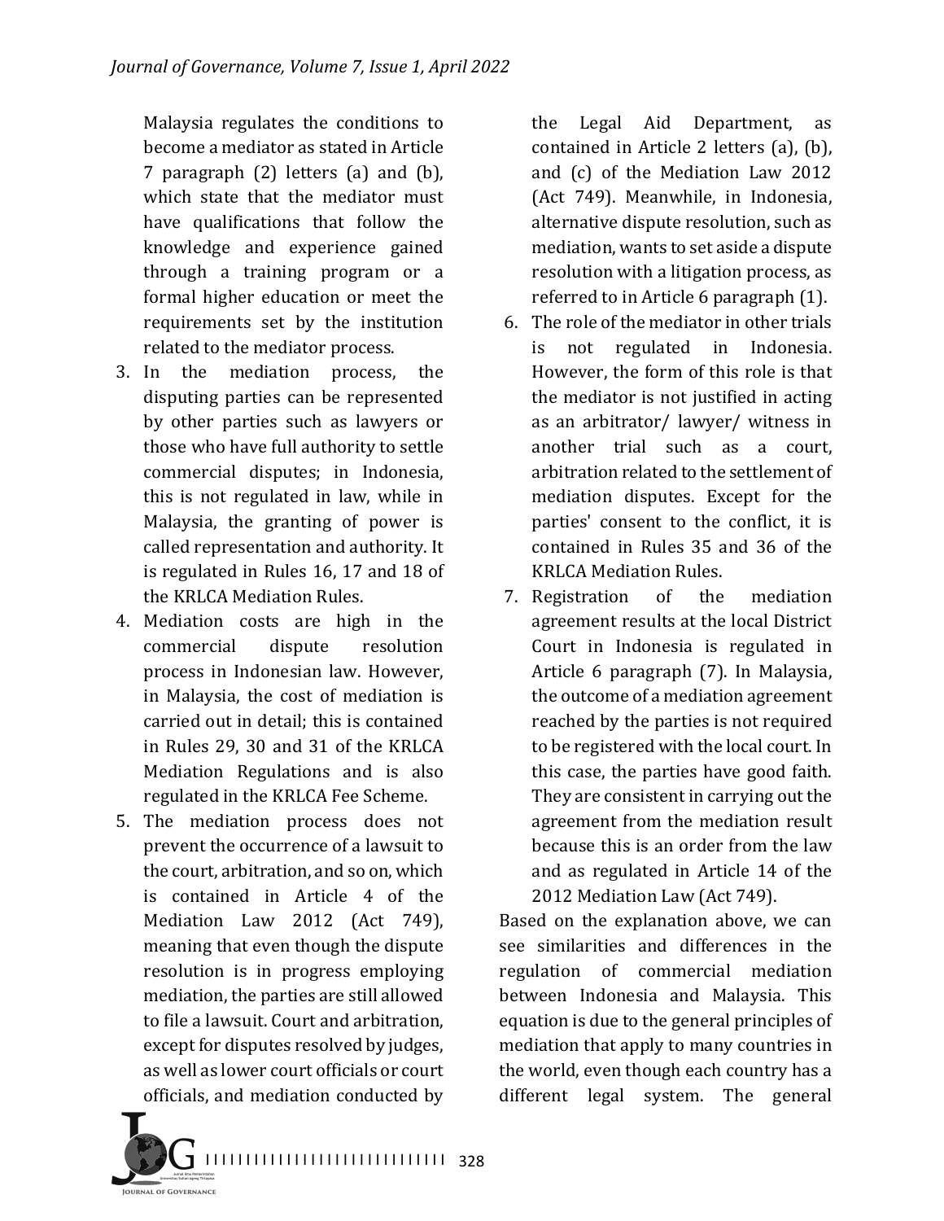Malaysia regulates the conditions to become a mediator as stated in Article 7 paragraph (2) letters (a) and (b), which state that the mediator must have qualifications that follow the knowledge and experience gained through a training program or a formal higher education or meet the requirements set by the institution related to the mediator process.

3. In the mediation process, the disputing parties can be represented by other parties such as lawyers or those who have full authority to settle commercial disputes; in Indonesia, this is not regulated in law, while in Malaysia, the granting of power is called representation and authority. It is regulated in Rules 16, 17 and 18 of the KRLCA Mediation Rules.
4. Mediation costs are high in the commercial dispute resolution process in Indonesian law. However, in Malaysia, the cost of mediation is carried out in detail; this is contained in Rules 29, 30 and 31 of the KRLCA Mediation Regulations and is also regulated in the KRLCA Fee Scheme.
5. The mediation process does not prevent the occurrence of a lawsuit to the court, arbitration, and so on, which is contained in Article 4 of the Mediation Law 2012 (Act 749), meaning that even though the dispute resolution is in progress employing mediation, the parties are still allowed to file a lawsuit. Court and arbitration, except for disputes resolved by judges, as well as lower court officials or court officials, and mediation conducted by the Legal Aid Department, as contained in Article 2 letters (a), (b), and (c) of the Mediation Law 2012 (Act 749). Meanwhile, in Indonesia, alternative dispute resolution, such as mediation, wants to set aside a dispute resolution with a litigation process, as referred to in Article 6 paragraph (1).
6. The role of the mediator in other trials is not regulated in Indonesia. However, the form of this role is that the mediator is not justified in acting as an arbitrator/ lawyer/ witness in another trial such as a court, arbitration related to the settlement of mediation disputes. Except for the parties' consent to the conflict, it is contained in Rules 35 and 36 of the KRLCA Mediation Rules.
7. Registration of the mediation agreement results at the local District Court in Indonesia is regulated in Article 6 paragraph (7). In Malaysia, the outcome of a mediation agreement reached by the parties is not required to be registered with the local court. In this case, the parties have good faith. They are consistent in carrying out the agreement from the mediation result because this is an order from the law and as regulated in Article 14 of the 2012 Mediation Law (Act 749).

Based on the explanation above, we can see similarities and differences in the regulation of commercial mediation between Indonesia and Malaysia. This equation is due to the general principles of mediation that apply to many countries in the world, even though each country has a different legal system. The general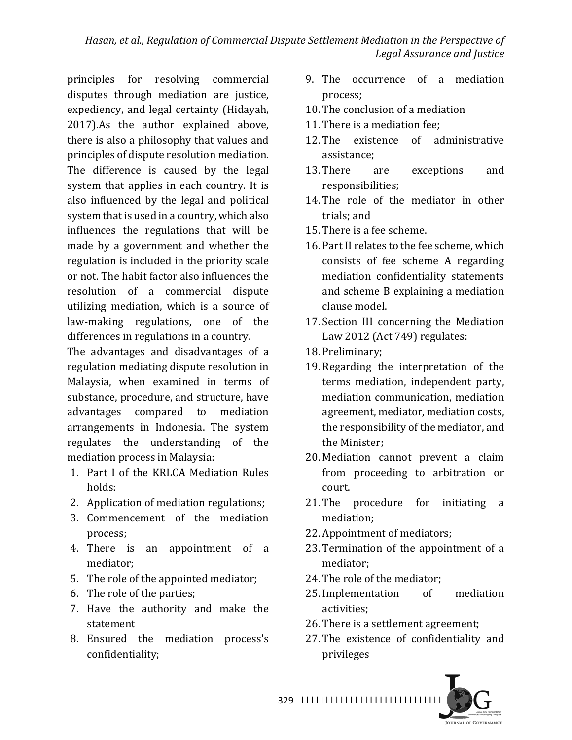principles for resolving commercial disputes through mediation are justice, expediency, and legal certainty (Hidayah, 2017).As the author explained above, there is also a philosophy that values and principles of dispute resolution mediation. The difference is caused by the legal system that applies in each country. It is also influenced by the legal and political system that is used in a country, which also influences the regulations that will be made by a government and whether the regulation is included in the priority scale or not. The habit factor also influences the resolution of a commercial dispute utilizing mediation, which is a source of law-making regulations, one of the differences in regulations in a country.

The advantages and disadvantages of a regulation mediating dispute resolution in Malaysia, when examined in terms of substance, procedure, and structure, have advantages compared to mediation arrangements in Indonesia. The system regulates the understanding of the mediation process in Malaysia:

1. Part I of the KRLCA Mediation Rules holds:
2. Application of mediation regulations;
3. Commencement of the mediation process;
4. There is an appointment of a mediator;
5. The role of the appointed mediator;
6. The role of the parties;
7. Have the authority and make the statement
8. Ensured the mediation process's confidentiality;
9. The occurrence of a mediation process;
10. The conclusion of a mediation
11. There is a mediation fee;
12. The existence of administrative assistance;
13. There are exceptions and responsibilities;
14. The role of the mediator in other trials; and
15. There is a fee scheme.
16. Part II relates to the fee scheme, which consists of fee scheme A regarding mediation confidentiality statements and scheme B explaining a mediation clause model.
17. Section III concerning the Mediation Law 2012 (Act 749) regulates:
18. Preliminary;
19. Regarding the interpretation of the terms mediation, independent party, mediation communication, mediation agreement, mediator, mediation costs, the responsibility of the mediator, and the Minister;
20. Mediation cannot prevent a claim from proceeding to arbitration or court.
21. The procedure for initiating a mediation;
22. Appointment of mediators;
23. Termination of the appointment of a mediator;
24. The role of the mediator;
25. Implementation of mediation activities;
26. There is a settlement agreement;
27. The existence of confidentiality and privileges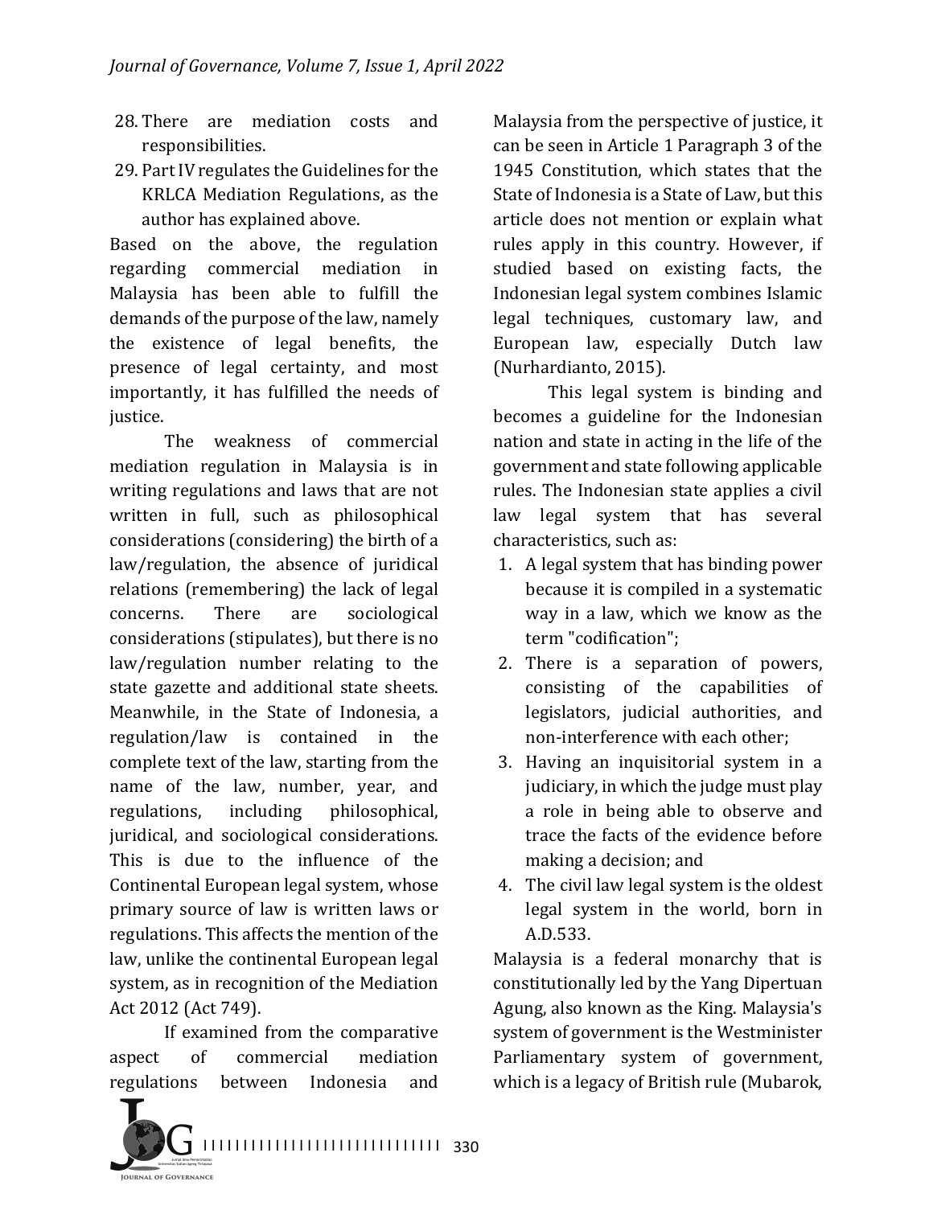28. There are mediation costs and responsibilities.
29. Part IV regulates the Guidelines for the KRLCA Mediation Regulations, as the author has explained above.

Based on the above, the regulation regarding commercial mediation in Malaysia has been able to fulfill the demands of the purpose of the law, namely the existence of legal benefits, the presence of legal certainty, and most importantly, it has fulfilled the needs of justice.

The weakness of commercial mediation regulation in Malaysia is in writing regulations and laws that are not written in full, such as philosophical considerations (considering) the birth of a law/regulation, the absence of juridical relations (remembering) the lack of legal concerns. There are sociological considerations (stipulates), but there is no law/regulation number relating to the state gazette and additional state sheets. Meanwhile, in the State of Indonesia, a regulation/law is contained in the complete text of the law, starting from the name of the law, number, year, and regulations, including philosophical, juridical, and sociological considerations. This is due to the influence of the Continental European legal system, whose primary source of law is written laws or regulations. This affects the mention of the law, unlike the continental European legal system, as in recognition of the Mediation Act 2012 (Act 749).

If examined from the comparative aspect of commercial mediation regulations between Indonesia and Malaysia from the perspective of justice, it can be seen in Article 1 Paragraph 3 of the 1945 Constitution, which states that the State of Indonesia is a State of Law, but this article does not mention or explain what rules apply in this country. However, if studied based on existing facts, the Indonesian legal system combines Islamic legal techniques, customary law, and European law, especially Dutch law (Nurhardianto, 2015).

This legal system is binding and becomes a guideline for the Indonesian nation and state in acting in the life of the government and state following applicable rules. The Indonesian state applies a civil law legal system that has several characteristics, such as:

1. A legal system that has binding power because it is compiled in a systematic way in a law, which we know as the term "codification";
2. There is a separation of powers, consisting of the capabilities of legislators, judicial authorities, and non-interference with each other;
3. Having an inquisitorial system in a judiciary, in which the judge must play a role in being able to observe and trace the facts of the evidence before making a decision; and
4. The civil law legal system is the oldest legal system in the world, born in A.D.533.

Malaysia is a federal monarchy that is constitutionally led by the Yang Dipertuan Agung, also known as the King. Malaysia's system of government is the Westminister Parliamentary system of government, which is a legacy of British rule (Mubarok,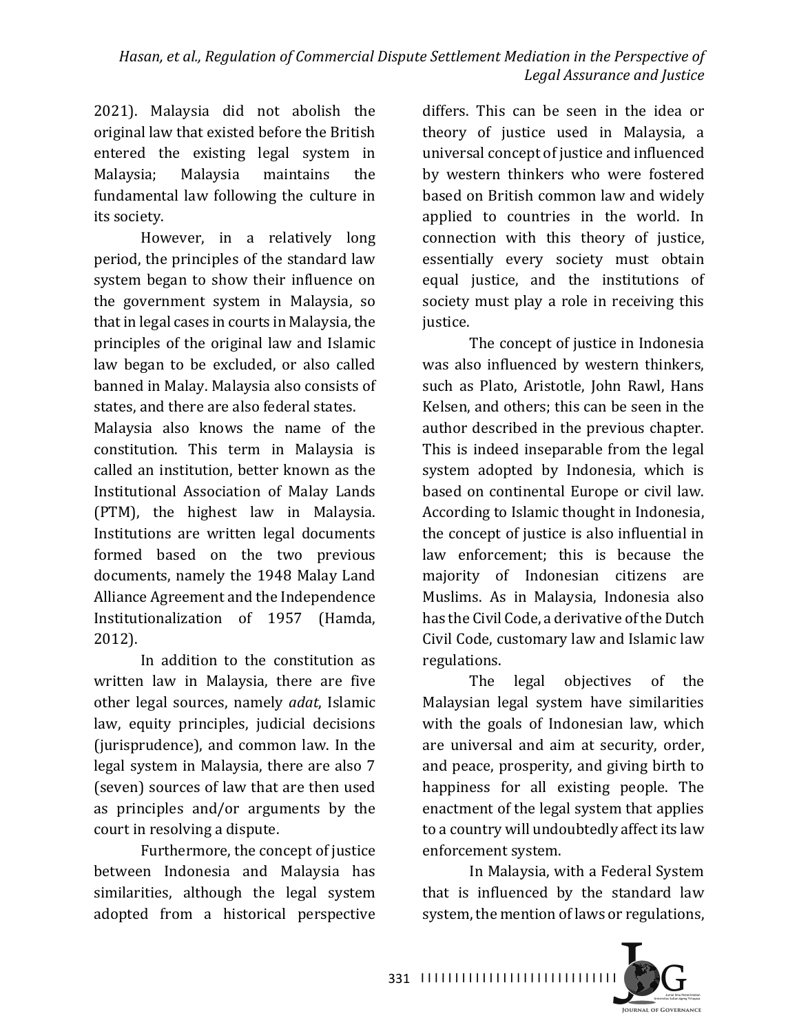2021). Malaysia did not abolish the original law that existed before the British entered the existing legal system in Malaysia; Malaysia maintains the fundamental law following the culture in its society.

However, in a relatively long period, the principles of the standard law system began to show their influence on the government system in Malaysia, so that in legal cases in courts in Malaysia, the principles of the original law and Islamic law began to be excluded, or also called banned in Malay. Malaysia also consists of states, and there are also federal states.

Malaysia also knows the name of the constitution. This term in Malaysia is called an institution, better known as the Institutional Association of Malay Lands (PTM), the highest law in Malaysia. Institutions are written legal documents formed based on the two previous documents, namely the 1948 Malay Land Alliance Agreement and the Independence Institutionalization of 1957 (Hamda, 2012).

In addition to the constitution as written law in Malaysia, there are five other legal sources, namely *adat*, Islamic law, equity principles, judicial decisions (jurisprudence), and common law. In the legal system in Malaysia, there are also 7 (seven) sources of law that are then used as principles and/or arguments by the court in resolving a dispute.

Furthermore, the concept of justice between Indonesia and Malaysia has similarities, although the legal system adopted from a historical perspective differs. This can be seen in the idea or theory of justice used in Malaysia, a universal concept of justice and influenced by western thinkers who were fostered based on British common law and widely applied to countries in the world. In connection with this theory of justice, essentially every society must obtain equal justice, and the institutions of society must play a role in receiving this justice.

The concept of justice in Indonesia was also influenced by western thinkers, such as Plato, Aristotle, John Rawl, Hans Kelsen, and others; this can be seen in the author described in the previous chapter. This is indeed inseparable from the legal system adopted by Indonesia, which is based on continental Europe or civil law. According to Islamic thought in Indonesia, the concept of justice is also influential in law enforcement; this is because the majority of Indonesian citizens are Muslims. As in Malaysia, Indonesia also has the Civil Code, a derivative of the Dutch Civil Code, customary law and Islamic law regulations.

The legal objectives of the Malaysian legal system have similarities with the goals of Indonesian law, which are universal and aim at security, order, and peace, prosperity, and giving birth to happiness for all existing people. The enactment of the legal system that applies to a country will undoubtedly affect its law enforcement system.

In Malaysia, with a Federal System that is influenced by the standard law system, the mention of laws or regulations,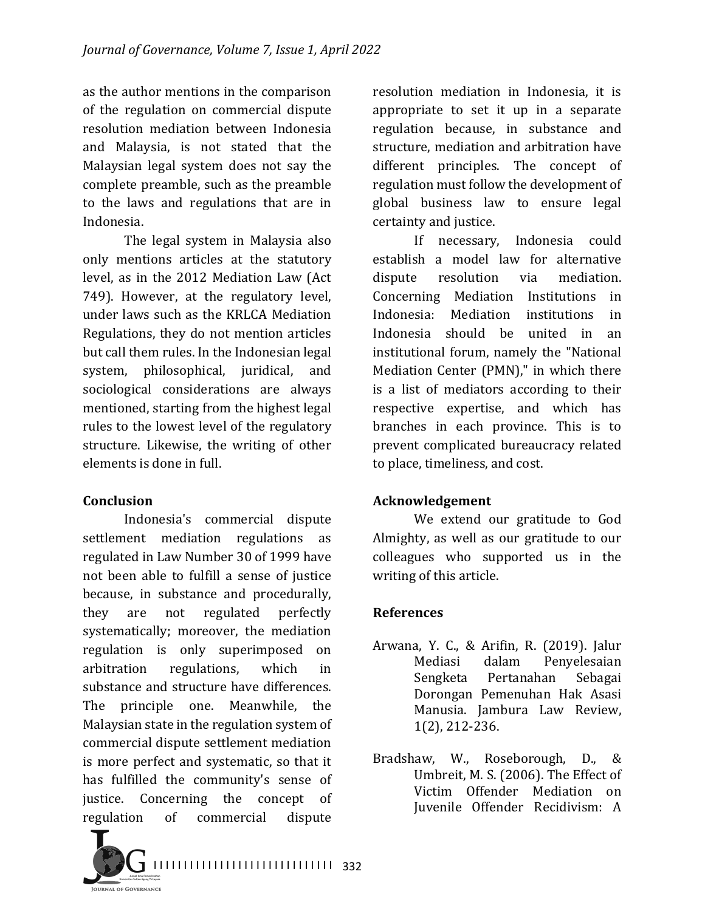as the author mentions in the comparison of the regulation on commercial dispute resolution mediation between Indonesia and Malaysia, is not stated that the Malaysian legal system does not say the complete preamble, such as the preamble to the laws and regulations that are in Indonesia.

The legal system in Malaysia also only mentions articles at the statutory level, as in the 2012 Mediation Law (Act 749). However, at the regulatory level, under laws such as the KRLCA Mediation Regulations, they do not mention articles but call them rules. In the Indonesian legal system, philosophical, juridical, and sociological considerations are always mentioned, starting from the highest legal rules to the lowest level of the regulatory structure. Likewise, the writing of other elements is done in full.

## Conclusion

Indonesia's commercial dispute settlement mediation regulations as regulated in Law Number 30 of 1999 have not been able to fulfill a sense of justice because, in substance and procedurally, they are not regulated perfectly systematically; moreover, the mediation regulation is only superimposed on arbitration regulations, which in substance and structure have differences. The principle one. Meanwhile, the Malaysian state in the regulation system of commercial dispute settlement mediation is more perfect and systematic, so that it has fulfilled the community's sense of justice. Concerning the concept of regulation of commercial dispute resolution mediation in Indonesia, it is appropriate to set it up in a separate regulation because, in substance and structure, mediation and arbitration have different principles. The concept of regulation must follow the development of global business law to ensure legal certainty and justice.

If necessary, Indonesia could establish a model law for alternative dispute resolution via mediation. Concerning Mediation Institutions in Indonesia: Mediation institutions in Indonesia should be united in an institutional forum, namely the "National Mediation Center (PMN)," in which there is a list of mediators according to their respective expertise, and which has branches in each province. This is to prevent complicated bureaucracy related to place, timeliness, and cost.

## Acknowledgement

We extend our gratitude to God Almighty, as well as our gratitude to our colleagues who supported us in the writing of this article.

## References

Arwana, Y. C., & Arifin, R. (2019). Jalur Mediasi dalam Penyelesaian Sengketa Pertanahan Sebagai Dorongan Pemenuhan Hak Asasi Manusia. Jambura Law Review, 1(2), 212-236.

Bradshaw, W., Roseborough, D., & Umbreit, M. S. (2006). The Effect of Victim Offender Mediation on Juvenile Offender Recidivism: A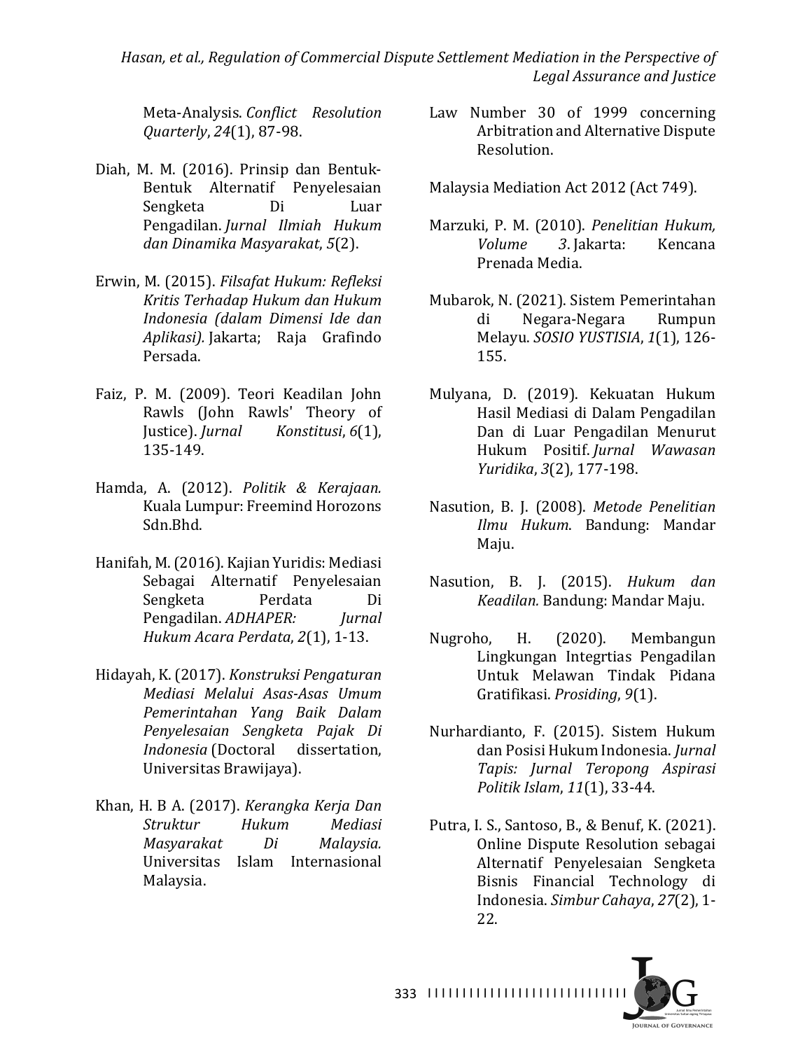Meta-Analysis. *Conflict Resolution Quarterly*, *24*(1), 87-98.

Diah, M. M. (2016). Prinsip dan Bentuk-Bentuk Alternatif Penyelesaian Sengketa Di Luar Pengadilan. *Jurnal Ilmiah Hukum dan Dinamika Masyarakat*, *5*(2).

Erwin, M. (2015). *Filsafat Hukum: Refleksi Kritis Terhadap Hukum dan Hukum Indonesia (dalam Dimensi Ide dan Aplikasi).* Jakarta; Raja Grafindo Persada.

Faiz, P. M. (2009). Teori Keadilan John Rawls (John Rawls' Theory of Justice). *Jurnal Konstitusi*, *6*(1), 135-149.

Hamda, A. (2012). *Politik & Kerajaan.* Kuala Lumpur: Freemind Horozons Sdn.Bhd.

Hanifah, M. (2016). Kajian Yuridis: Mediasi Sebagai Alternatif Penyelesaian Sengketa Perdata Di Pengadilan. *ADHAPER: Jurnal Hukum Acara Perdata*, *2*(1), 1-13.

Hidayah, K. (2017). *Konstruksi Pengaturan Mediasi Melalui Asas-Asas Umum Pemerintahan Yang Baik Dalam Penyelesaian Sengketa Pajak Di Indonesia* (Doctoral dissertation, Universitas Brawijaya).

Khan, H. B A. (2017). *Kerangka Kerja Dan Struktur Hukum Mediasi Masyarakat Di Malaysia.* Universitas Islam Internasional Malaysia.

Law Number 30 of 1999 concerning Arbitration and Alternative Dispute Resolution.

Malaysia Mediation Act 2012 (Act 749).

Marzuki, P. M. (2010). *Penelitian Hukum, Volume 3*. Jakarta: Kencana Prenada Media.

Mubarok, N. (2021). Sistem Pemerintahan di Negara-Negara Rumpun Melayu. *SOSIO YUSTISIA*, *1*(1), 126-155.

Mulyana, D. (2019). Kekuatan Hukum Hasil Mediasi di Dalam Pengadilan Dan di Luar Pengadilan Menurut Hukum Positif. *Jurnal Wawasan Yuridika*, *3*(2), 177-198.

Nasution, B. J. (2008). *Metode Penelitian Ilmu Hukum*. Bandung: Mandar Maju.

Nasution, B. J. (2015). *Hukum dan Keadilan.* Bandung: Mandar Maju.

Nugroho, H. (2020). Membangun Lingkungan Integrtias Pengadilan Untuk Melawan Tindak Pidana Gratifikasi. *Prosiding*, *9*(1).

Nurhardianto, F. (2015). Sistem Hukum dan Posisi Hukum Indonesia. *Jurnal Tapis: Jurnal Teropong Aspirasi Politik Islam*, *11*(1), 33-44.

Putra, I. S., Santoso, B., & Benuf, K. (2021). Online Dispute Resolution sebagai Alternatif Penyelesaian Sengketa Bisnis Financial Technology di Indonesia. *Simbur Cahaya*, *27*(2), 1-22.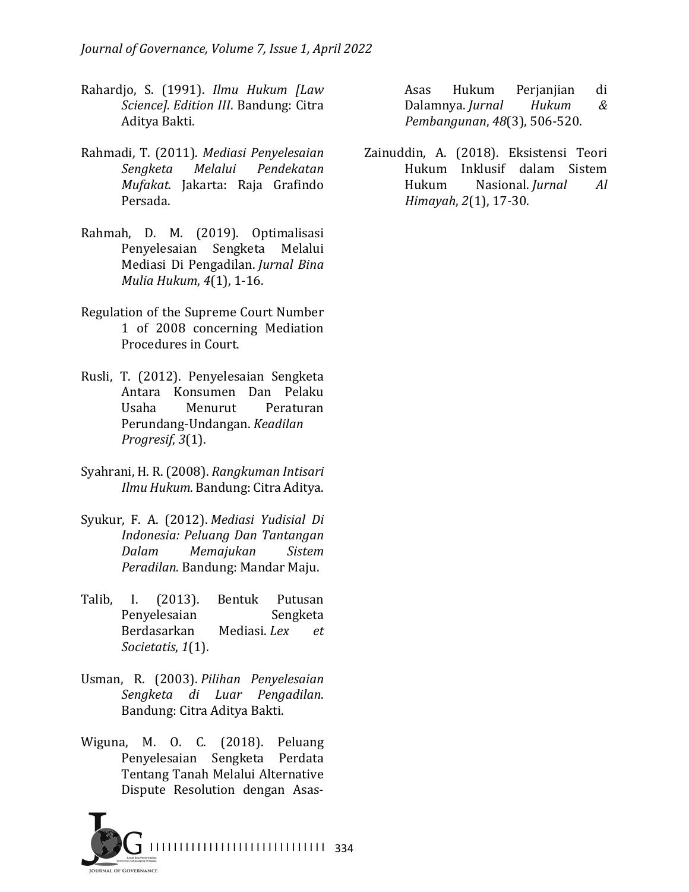Rahardjo, S. (1991). *Ilmu Hukum [Law Science]. Edition III*. Bandung: Citra Aditya Bakti.

Rahmadi, T. (2011). *Mediasi Penyelesaian Sengketa Melalui Pendekatan Mufakat.* Jakarta: Raja Grafindo Persada.

Rahmah, D. M. (2019). Optimalisasi Penyelesaian Sengketa Melalui Mediasi Di Pengadilan. *Jurnal Bina Mulia Hukum*, *4*(1), 1-16.

Regulation of the Supreme Court Number 1 of 2008 concerning Mediation Procedures in Court.

Rusli, T. (2012). Penyelesaian Sengketa Antara Konsumen Dan Pelaku Usaha Menurut Peraturan Perundang-Undangan. *Keadilan Progresif*, *3*(1).

Syahrani, H. R. (2008). *Rangkuman Intisari Ilmu Hukum.* Bandung: Citra Aditya.

Syukur, F. A. (2012). *Mediasi Yudisial Di Indonesia: Peluang Dan Tantangan Dalam Memajukan Sistem Peradilan*. Bandung: Mandar Maju.

Talib, I. (2013). Bentuk Putusan Penyelesaian Sengketa Berdasarkan Mediasi. *Lex et Societatis*, *1*(1).

Usman, R. (2003). *Pilihan Penyelesaian Sengketa di Luar Pengadilan*. Bandung: Citra Aditya Bakti.

Wiguna, M. O. C. (2018). Peluang Penyelesaian Sengketa Perdata Tentang Tanah Melalui Alternative Dispute Resolution dengan Asas-Asas Hukum Perjanjian di Dalamnya. *Jurnal Hukum & Pembangunan*, *48*(3), 506-520.

Zainuddin, A. (2018). Eksistensi Teori Hukum Inklusif dalam Sistem Hukum Nasional. *Jurnal Al Himayah*, *2*(1), 17-30.